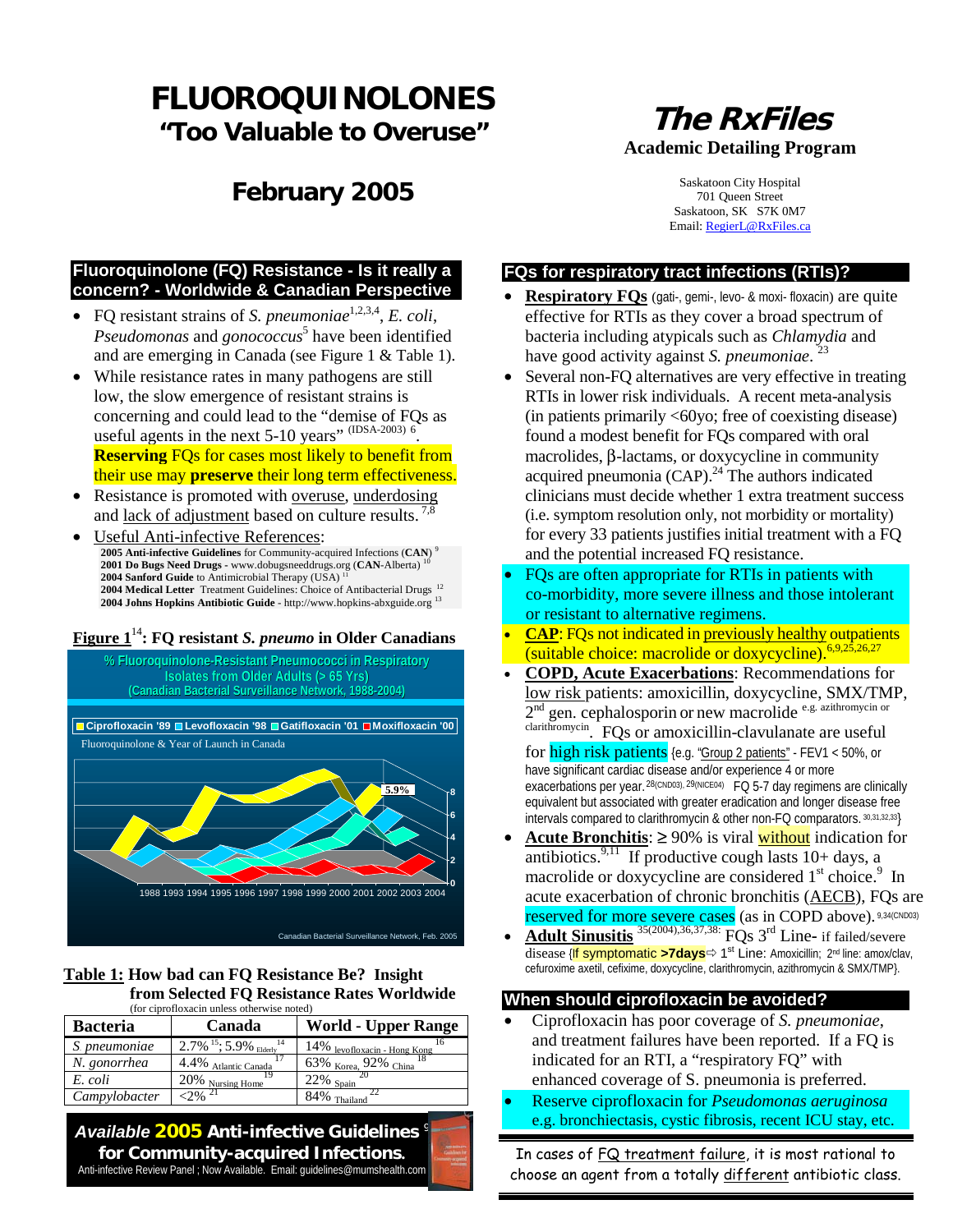# FLUOROQUINOLONES
## "Too Valuable to Overuse"

## February 2005

# The RxFiles
**Academic Detailing Program**

Saskatoon City Hospital
701 Queen Street
Saskatoon, SK S7K 0M7
Email: RegierL@RxFiles.ca

## Fluoroquinolone (FQ) Resistance - Is it really a concern? - Worldwide & Canadian Perspective

- FQ resistant strains of *S. pneumoniae*[1,2,3,4], *E. coli*, *Pseudomonas* and *gonococcus*[5] have been identified and are emerging in Canada (see Figure 1 & Table 1).
- While resistance rates in many pathogens are still low, the slow emergence of resistant strains is concerning and could lead to the "demise of FQs as useful agents in the next 5-10 years" (IDSA-2003)[6]. **Reserving** FQs for cases most likely to benefit from their use may **preserve** their long term effectiveness.
- Resistance is promoted with overuse, underdosing and lack of adjustment based on culture results.[7,8]
- Useful Anti-infective References:
  - **2005 Anti-infective Guidelines** for Community-acquired Infections (**CAN**)[9]
  - **2001 Do Bugs Need Drugs** - www.dobugsneeddrugs.org (**CAN**-Alberta)[10]
  - **2004 Sanford Guide** to Antimicrobial Therapy (USA)[11]
  - **2004 Medical Letter** Treatment Guidelines: Choice of Antibacterial Drugs[12]
  - **2004 Johns Hopkins Antibiotic Guide** - http://www.hopkins-abxguide.org[13]

**Figure 1[14]: FQ resistant *S. pneumo* in Older Canadians**

% Fluoroquinolone-Resistant Pneumococci in Respiratory Isolates from Older Adults (> 65 Yrs) (Canadian Bacterial Surveillance Network, 1988-2004)

Ciprofloxacin '89 | Levofloxacin '98 | Gatifloxacin '01 | Moxifloxacin '00

Fluoroquinolone & Year of Launch in Canada

5.9%

1988 1993 1994 1995 1996 1997 1998 1999 2000 2001 2002 2003 2004

Canadian Bacterial Surveillance Network, Feb. 2005

**Table 1: How bad can FQ Resistance Be? Insight from Selected FQ Resistance Rates Worldwide**
(for ciprofloxacin unless otherwise noted)

| Bacteria | Canada | World - Upper Range |
|---|---|---|
| *S pneumoniae* | 2.7%[15]; 5.9% Elderly[14] | 14% levofloxacin - Hong Kong[16] |
| *N. gonorrhea* | 4.4% Atlantic Canada[17] | 63% Korea, 92% China[18] |
| *E. coli* | 20% Nursing Home[19] | 22% Spain[20] |
| *Campylobacter* | <2%[21] | 84% Thailand[22] |

***Available 2005* Anti-infective Guidelines for Community-acquired Infections.**[9]
Anti-infective Review Panel ; Now Available. Email: guidelines@mumshealth.com

## FQs for respiratory tract infections (RTIs)?

- **Respiratory FQs** (gati-, gemi-, levo- & moxi- floxacin) are quite effective for RTIs as they cover a broad spectrum of bacteria including atypicals such as *Chlamydia* and have good activity against *S. pneumoniae.*[23]
- Several non-FQ alternatives are very effective in treating RTIs in lower risk individuals. A recent meta-analysis (in patients primarily <60yo; free of coexisting disease) found a modest benefit for FQs compared with oral macrolides, β-lactams, or doxycycline in community acquired pneumonia (CAP).[24] The authors indicated clinicians must decide whether 1 extra treatment success (i.e. symptom resolution only, not morbidity or mortality) for every 33 patients justifies initial treatment with a FQ and the potential increased FQ resistance.
- FQs are often appropriate for RTIs in patients with co-morbidity, more severe illness and those intolerant or resistant to alternative regimens.
- **CAP**: FQs not indicated in previously healthy outpatients (suitable choice: macrolide or doxycycline).[6,9,25,26,27]
- **COPD, Acute Exacerbations**: Recommendations for low risk patients: amoxicillin, doxycycline, SMX/TMP, 2nd gen. cephalosporin or new macrolide (e.g. azithromycin or clarithromycin). FQs or amoxicillin-clavulanate are useful for high risk patients {e.g. "Group 2 patients" - FEV1 < 50%, or have significant cardiac disease and/or experience 4 or more exacerbations per year.[28(CND03), 29(NICE04)] FQ 5-7 day regimens are clinically equivalent but associated with greater eradication and longer disease free intervals compared to clarithromycin & other non-FQ comparators.[30,31,32,33]}
- **Acute Bronchitis**: ≥ 90% is viral without indication for antibiotics.[9,11] If productive cough lasts 10+ days, a macrolide or doxycycline are considered 1st choice.[9] In acute exacerbation of chronic bronchitis (AECB), FQs are reserved for more severe cases (as in COPD above).[9,34(CND03)]
- **Adult Sinusitis**[35(2004),36,37,38]: FQs 3rd Line- if failed/severe disease {If symptomatic **>7days** ⇨ 1st Line: Amoxicillin; 2nd line: amox/clav, cefuroxime axetil, cefixime, doxycycline, clarithromycin, azithromycin & SMX/TMP}.

## When should ciprofloxacin be avoided?

- Ciprofloxacin has poor coverage of *S. pneumoniae*, and treatment failures have been reported. If a FQ is indicated for an RTI, a "respiratory FQ" with enhanced coverage of S. pneumonia is preferred.
- Reserve ciprofloxacin for *Pseudomonas aeruginosa* e.g. bronchiectasis, cystic fibrosis, recent ICU stay, etc.

In cases of FQ treatment failure, it is most rational to choose an agent from a totally different antibiotic class.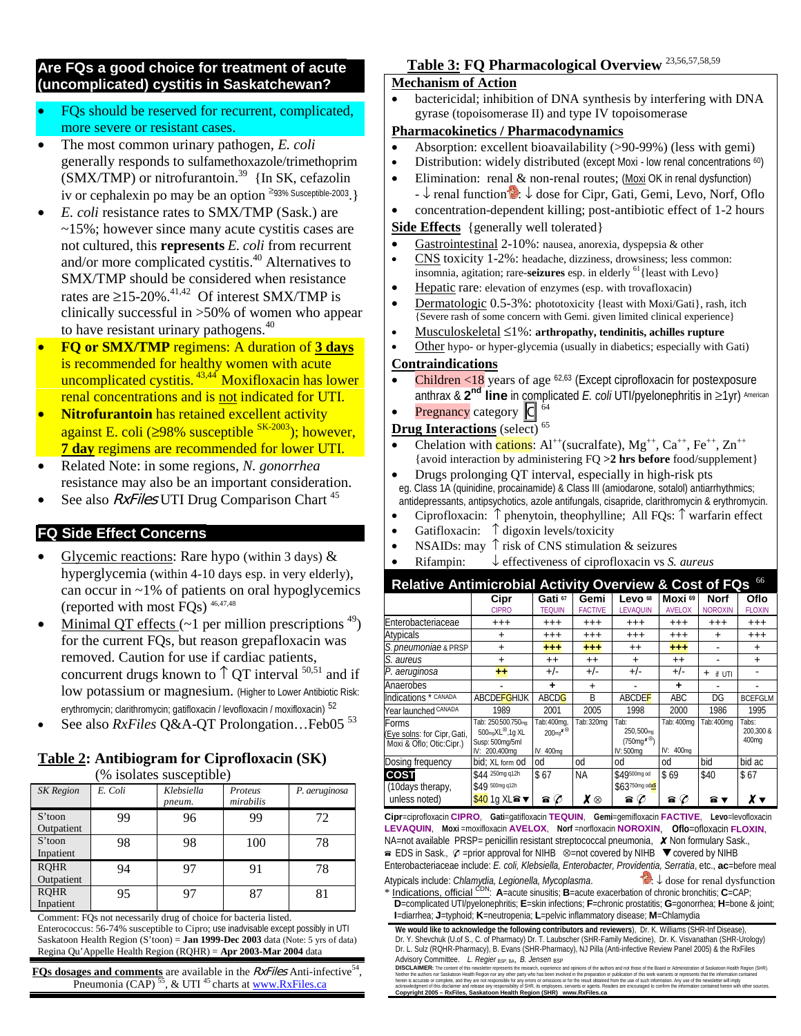## Are FQs a good choice for treatment of acute (uncomplicated) cystitis in Saskatchewan?

- FQs should be reserved for recurrent, complicated, more severe or resistant cases.
- The most common urinary pathogen, *E. coli* generally responds to sulfamethoxazole/trimethoprim (SMX/TMP) or nitrofurantoin.[39] {In SK, cefazolin iv or cephalexin po may be an option ≥93% Susceptible-2003.}
- *E. coli* resistance rates to SMX/TMP (Sask.) are ~15%; however since many acute cystitis cases are not cultured, this **represents** *E. coli* from recurrent and/or more complicated cystitis.[40] Alternatives to SMX/TMP should be considered when resistance rates are ≥15-20%.[41,42] Of interest SMX/TMP is clinically successful in >50% of women who appear to have resistant urinary pathogens.[40]
- **FQ or SMX/TMP** regimens: A duration of **3 days** is recommended for healthy women with acute uncomplicated cystitis.[43,44] Moxifloxacin has lower renal concentrations and is not indicated for UTI.
- **Nitrofurantoin** has retained excellent activity against E. coli (≥98% susceptible SK-2003); however, **7 day** regimens are recommended for lower UTI.
- Related Note: in some regions, *N. gonorrhea* resistance may also be an important consideration.
- See also *RxFiles* UTI Drug Comparison Chart [45]

## FQ Side Effect Concerns

- Glycemic reactions: Rare hypo (within 3 days) & hyperglycemia (within 4-10 days esp. in very elderly), can occur in ~1% of patients on oral hypoglycemics (reported with most FQs) [46,47,48]
- Minimal QT effects (~1 per million prescriptions [49]) for the current FQs, but reason grepafloxacin was removed. Caution for use if cardiac patients, concurrent drugs known to ↑ QT interval [50,51] and if low potassium or magnesium. (Higher to Lower Antibiotic Risk: erythromycin; clarithromycin; gatifloxacin / levofloxacin / moxifloxacin) [52]
- See also *RxFiles* Q&A-QT Prolongation…Feb05 [53]

## Table 2: Antibiogram for Ciprofloxacin (SK)
(% isolates susceptible)

| SK Region | E. Coli | Klebsiella pneum. | Proteus mirabilis | P. aeruginosa |
|---|---|---|---|---|
| S'toon Outpatient | 99 | 96 | 99 | 72 |
| S'toon Inpatient | 98 | 98 | 100 | 78 |
| RQHR Outpatient | 94 | 97 | 91 | 78 |
| RQHR Inpatient | 95 | 97 | 87 | 81 |

Comment: FQs not necessarily drug of choice for bacteria listed.
Enterococcus: 56-74% susceptible to Cipro; use inadvisable except possibly in UTI
Saskatoon Health Region (S'toon) = **Jan 1999-Dec 2003** data (Note: 5 yrs of data)
Regina Qu'Appelle Health Region (RQHR) = **Apr 2003-Mar 2004** data

**FQs dosages and comments** are available in the *RxFiles* Anti-infective[54], Pneumonia (CAP)[55], & UTI[45] charts at www.RxFiles.ca

## Table 3: FQ Pharmacological Overview [23,56,57,58,59]

### Mechanism of Action
- bactericidal; inhibition of DNA synthesis by interfering with DNA gyrase (topoisomerase II) and type IV topoisomerase

### Pharmacokinetics / Pharmacodynamics
- Absorption: excellent bioavailability (>90-99%) (less with gemi)
- Distribution: widely distributed (except Moxi - low renal concentrations [60])
- Elimination: renal & non-renal routes; (Moxi OK in renal dysfunction)
  - ↓ renal function: ↓ dose for Cipr, Gati, Gemi, Levo, Norf, Oflo
- concentration-dependent killing; post-antibiotic effect of 1-2 hours

### Side Effects {generally well tolerated}
- Gastrointestinal 2-10%: nausea, anorexia, dyspepsia & other
- CNS toxicity 1-2%: headache, dizziness, drowsiness; less common: insomnia, agitation; rare-**seizures** esp. in elderly [61] {least with Levo}
- Hepatic rare: elevation of enzymes (esp. with trovafloxacin)
- Dermatologic 0.5-3%: phototoxicity {least with Moxi/Gati}, rash, itch {Severe rash of some concern with Gemi. given limited clinical experience}
- Musculoskeletal ≤1%: **arthropathy, tendinitis, achilles rupture**
- Other hypo- or hyper-glycemia (usually in diabetics; especially with Gati)

### Contraindications
- Children <18 years of age [62,63] (Except ciprofloxacin for postexposure anthrax & **2nd line** in complicated *E. coli* UTI/pyelonephritis in ≥1yr) American
- Pregnancy category C [64]

### Drug Interactions (select) [65]
- Chelation with cations: $Al^{++}$(sucralfate), $Mg^{++}$, $Ca^{++}$, $Fe^{++}$, $Zn^{++}$ {avoid interaction by administering FQ **>2 hrs before** food/supplement}
- Drugs prolonging QT interval, especially in high-risk pts eg. Class 1A (quinidine, procainamide) & Class III (amiodarone, sotalol) antiarrhythmics; antidepressants, antipsychotics, azole antifungals, cisapride, clarithromycin & erythromycin.
- Ciprofloxacin: ↑ phenytoin, theophylline; All FQs: ↑ warfarin effect
- Gatifloxacin: ↑ digoxin levels/toxicity
- NSAIDs: may ↑ risk of CNS stimulation & seizures
- Rifampin: ↓ effectiveness of ciprofloxacin vs *S. aureus*

## Relative Antimicrobial Activity Overview & Cost of FQs [66]

| | Cipr CIPRO | Gati [67] TEQUIN | Gemi FACTIVE | Levo [68] LEVAQUIN | Moxi [69] AVELOX | Norf NOROXIN | Oflo FLOXIN |
|---|---|---|---|---|---|---|---|
| Enterobacteriaceae | +++ | +++ | +++ | +++ | +++ | +++ | +++ |
| Atypicals | + | +++ | +++ | +++ | +++ | + | +++ |
| *S. pneumoniae* & PRSP | + | +++ | +++ | ++ | +++ | - | + |
| *S. aureus* | + | ++ | ++ | + | ++ | - | + |
| *P. aeruginosa* | ++ | +/- | +/- | +/- | +/- | + if UTI | - |
| Anaerobes | - | + | + | - | + | - | - |
| Indications * CANADA | ABCDEFGHIJK | ABCDG | B | ABCDEF | ABC | DG | BCEFGLM |
| Year launched CANADA | 1989 | 2001 | 2005 | 1998 | 2000 | 1986 | 1995 |
| Forms (Eye solns: for Cipr, Gati, Moxi & Oflo; Otic:Cipr.) | Tab: 250,500,750mg, 500mgXL, 1g XL; Susp: 500mg/5ml; IV: 200,400mg | Tab: 400mg, 200mg ✗⊗; IV: 400mg | Tab: 320mg | Tab: 250,500mg, (750mg ✗⊗); IV: 500mg | Tab: 400mg; IV: 400mg | Tab: 400mg | Tabs: 200,300 & 400mg |
| Dosing frequency | bid; XL form od | od | od | od | od | bid | bid ac |
| **COST** (10days therapy, unless noted) | $44 250mg q12h; $49 500mg q12h; $40 1g XL ☎ ▼ | $67 ☎ ✆ | NA ✗ ⊗ | $49 500mg od; $63 750mg odx5 ☎ ✆ | $69 ☎ ✆ | $40 ☎ ▼ | $67 ✗ ▼ |

**Cipr**=ciprofloxacin **CIPRO**, **Gati**=gatifloxacin **TEQUIN**, **Gemi**=gemifloxacin **FACTIVE**, **Levo**=levofloxacin **LEVAQUIN**, **Moxi**=moxifloxacin **AVELOX**, **Norf**=norfloxacin **NOROXIN**, **Oflo**=ofloxacin **FLOXIN**, NA=not available PRSP= penicillin resistant streptococcal pneumonia, ✗ Non formulary Sask., ☎ EDS in Sask., ✆ =prior approval for NIHB ⊗=not covered by NIHB ▼covered by NIHB
Enterobacteriaceae include: *E. coli, Klebsiella, Enterobacter, Providentia, Serratia*, etc., **ac**=before meal
Atypicals include: *Chlamydia, Legionella, Mycoplasma.* : ↓ dose for renal dysfunction
\* Indications, official CDN: **A**=acute sinusitis; **B**=acute exacerbation of chronic bronchitis; **C**=CAP; **D**=complicated UTI/pyelonephritis; **E**=skin infections; **F**=chronic prostatitis; **G**=gonorrhea; **H**=bone & joint; **I**=diarrhea; **J**=typhoid; **K**=neutropenia; **L**=pelvic inflammatory disease; **M**=Chlamydia

**We would like to acknowledge the following contributors and reviewers)**, Dr. K. Williams (SHR-Inf Disease), Dr. Y. Shevchuk (U.of S., C. of Pharmacy) Dr. T. Laubscher (SHR-Family Medicine), Dr. K. Visvanathan (SHR-Urology) Dr. L. Sulz (RQHR-Pharmacy), B. Evans (SHR-Pharmacy), NJ Pilla (Anti-infective Review Panel 2005) & the RxFiles Advisory Committee. *L. Regier* BSP, BA, *B. Jensen* BSP

**DISCLAIMER:** The content of this newsletter represents the research, experience and opinions of the authors and not those of the Board or Administration of Saskatoon Health Region (SHR). Neither the authors nor Saskatoon Health Region nor any other party who has been involved in the preparation or publication of this work warrants or represents that the information contained herein is accurate or complete, and they are not responsible for any errors or omissions or for the result obtained from the use of such information. Any use of the newsletter will imply acknowledgment of this disclaimer and release any responsibility of SHR, its employees, servants or agents. Readers are encouraged to confirm the information contained herein with other sources.
**Copyright 2005 – RxFiles, Saskatoon Health Region (SHR) www.RxFiles.ca**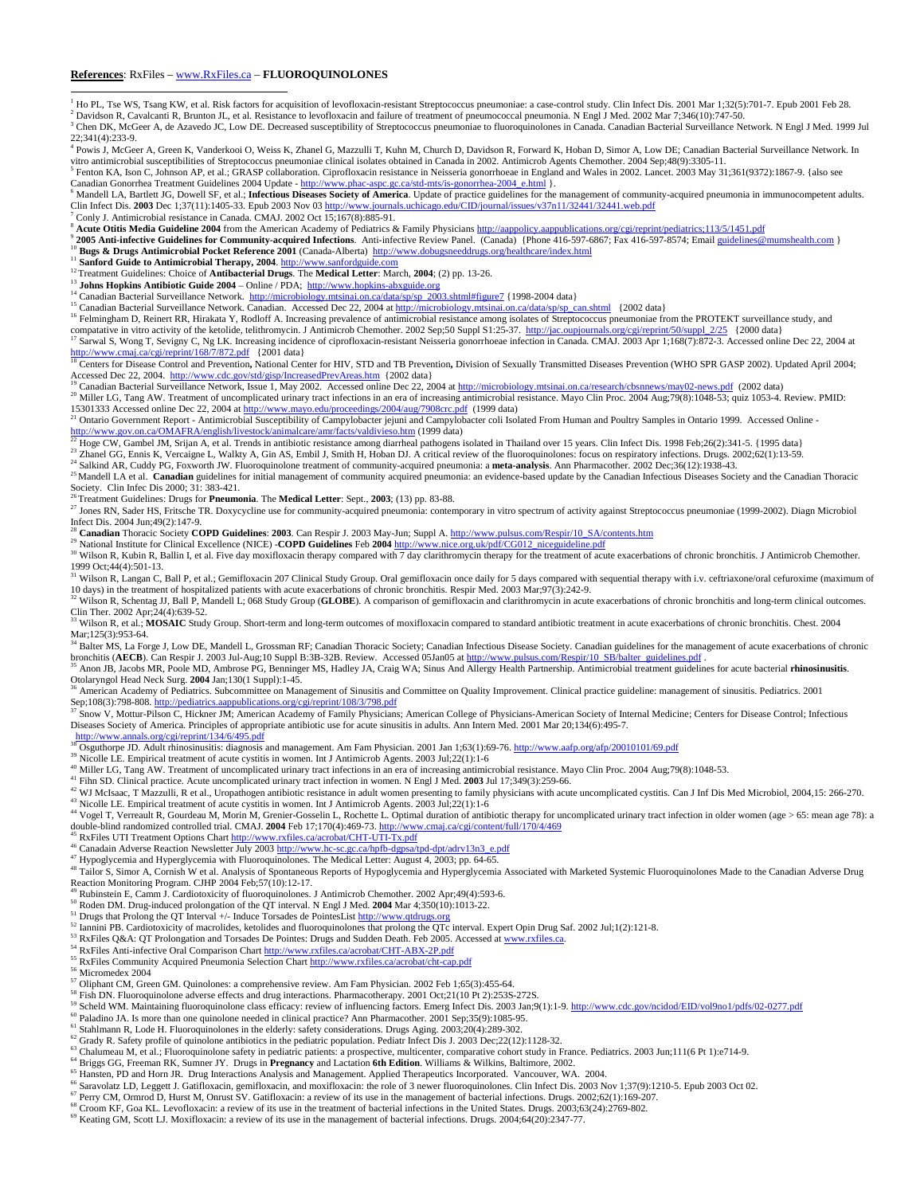**References**: RxFiles – www.RxFiles.ca – **FLUOROQUINOLONES**

[1] Ho PL, Tse WS, Tsang KW, et al. Risk factors for acquisition of levofloxacin-resistant Streptococcus pneumoniae: a case-control study. Clin Infect Dis. 2001 Mar 1;32(5):701-7. Epub 2001 Feb 28.
[2] Davidson R, Cavalcanti R, Brunton JL, et al. Resistance to levofloxacin and failure of treatment of pneumococcal pneumonia. N Engl J Med. 2002 Mar 7;346(10):747-50.
[3] Chen DK, McGeer A, de Azevedo JC, Low DE. Decreased susceptibility of Streptococcus pneumoniae to fluoroquinolones in Canada. Canadian Bacterial Surveillance Network. N Engl J Med. 1999 Jul 22;341(4):233-9.
[4] Powis J, McGeer A, Green K, Vanderkooi O, Weiss K, Zhanel G, Mazzulli T, Kuhn M, Church D, Davidson R, Forward K, Hoban D, Simor A, Low DE; Canadian Bacterial Surveillance Network. In vitro antimicrobial susceptibilities of Streptococcus pneumoniae clinical isolates obtained in Canada in 2002. Antimicrob Agents Chemother. 2004 Sep;48(9):3305-11.
[5] Fenton KA, Ison C, Johnson AP, et al.; GRASP collaboration. Ciprofloxacin resistance in Neisseria gonorrhoeae in England and Wales in 2002. Lancet. 2003 May 31;361(9372):1867-9. {also see Canadian Gonorrhea Treatment Guidelines 2004 Update - http://www.phac-aspc.gc.ca/std-mts/is-gonorrhea-2004_e.html }.
[6] Mandell LA, Bartlett JG, Dowell SF, et al.; **Infectious Diseases Society of America**. Update of practice guidelines for the management of community-acquired pneumonia in immunocompetent adults. Clin Infect Dis. **2003** Dec 1;37(11):1405-33. Epub 2003 Nov 03 http://www.journals.uchicago.edu/CID/journal/issues/v37n11/32441/32441.web.pdf
[7] Conly J. Antimicrobial resistance in Canada. CMAJ. 2002 Oct 15;167(8):885-91.
[8] **Acute Otitis Media Guideline 2004** from the American Academy of Pediatrics & Family Physicians http://aappolicy.aappublications.org/cgi/reprint/pediatrics;113/5/1451.pdf
[9] **2005 Anti-infective Guidelines for Community-acquired Infections**. Anti-infective Review Panel. (Canada) {Phone 416-597-6867; Fax 416-597-8574; Email guidelines@mumshealth.com }
[10] **Bugs & Drugs Antimicrobial Pocket Reference 2001** (Canada-Alberta) http://www.dobugsneeddrugs.org/healthcare/index.html
[11] **Sanford Guide to Antimicrobial Therapy, 2004**. http://www.sanfordguide.com
[12] Treatment Guidelines: Choice of **Antibacterial Drugs**. The **Medical Letter**: March, **2004**; (2) pp. 13-26.
[13] **Johns Hopkins Antibiotic Guide 2004** – Online / PDA; http://www.hopkins-abxguide.org
[14] Canadian Bacterial Surveillance Network. http://microbiology.mtsinai.on.ca/data/sp/sp_2003.shtml#figure7 {1998-2004 data}
[15] Canadian Bacterial Surveillance Network. Canadian. Accessed Dec 22, 2004 at http://microbiology.mtsinai.on.ca/data/sp/sp_can.shtml {2002 data}
[16] Felmingham D, Reinert RR, Hirakata Y, Rodloff A. Increasing prevalence of antimicrobial resistance among isolates of Streptococcus pneumoniae from the PROTEKT surveillance study, and compatative in vitro activity of the ketolide, telithromycin. J Antimicrob Chemother. 2002 Sep;50 Suppl S1:25-37. http://jac.oupjournals.org/cgi/reprint/50/suppl_2/25 {2000 data}
[17] Sarwal S, Wong T, Sevigny C, Ng LK. Increasing incidence of ciprofloxacin-resistant Neisseria gonorrhoeae infection in Canada. CMAJ. 2003 Apr 1;168(7):872-3. Accessed online Dec 22, 2004 at http://www.cmaj.ca/cgi/reprint/168/7/872.pdf {2001 data}
[18] Centers for Disease Control and Prevention**,** National Center for HIV, STD and TB Prevention**,** Division of Sexually Transmitted Diseases Prevention (WHO SPR GASP 2002). Updated April 2004; Accessed Dec 22, 2004. http://www.cdc.gov/std/gisp/IncreasedPrevAreas.htm {2002 data}
[19] Canadian Bacterial Surveillance Network, Issue 1, May 2002. Accessed online Dec 22, 2004 at http://microbiology.mtsinai.on.ca/research/cbsnnews/may02-news.pdf (2002 data)
[20] Miller LG, Tang AW. Treatment of uncomplicated urinary tract infections in an era of increasing antimicrobial resistance. Mayo Clin Proc. 2004 Aug;79(8):1048-53; quiz 1053-4. Review. PMID: 15301333 Accessed online Dec 22, 2004 at http://www.mayo.edu/proceedings/2004/aug/7908crc.pdf (1999 data)
[21] Ontario Government Report - Antimicrobial Susceptibility of Campylobacter jejuni and Campylobacter coli Isolated From Human and Poultry Samples in Ontario 1999. Accessed Online - http://www.gov.on.ca/OMAFRA/english/livestock/animalcare/amr/facts/valdivieso.htm (1999 data)
[22] Hoge CW, Gambel JM, Srijan A, et al. Trends in antibiotic resistance among diarrheal pathogens isolated in Thailand over 15 years. Clin Infect Dis. 1998 Feb;26(2):341-5. {1995 data}
[23] Zhanel GG, Ennis K, Vercaigne L, Walkty A, Gin AS, Embil J, Smith H, Hoban DJ. A critical review of the fluoroquinolones: focus on respiratory infections. Drugs. 2002;62(1):13-59.
[24] Salkind AR, Cuddy PG, Foxworth JW. Fluoroquinolone treatment of community-acquired pneumonia: a **meta-analysis**. Ann Pharmacother. 2002 Dec;36(12):1938-43.
[25] Mandell LA et al. **Canadian** guidelines for initial management of community acquired pneumonia: an evidence-based update by the Canadian Infectious Diseases Society and the Canadian Thoracic Society. Clin Infec Dis 2000; 31: 383-421.
[26] Treatment Guidelines: Drugs for **Pneumonia**. The **Medical Letter**: Sept., **2003**; (13) pp. 83-88.
[27] Jones RN, Sader HS, Fritsche TR. Doxycycline use for community-acquired pneumonia: contemporary in vitro spectrum of activity against Streptococcus pneumoniae (1999-2002). Diagn Microbiol Infect Dis. 2004 Jun;49(2):147-9.
[28] **Canadian** Thoracic Society **COPD Guidelines**: **2003**. Can Respir J. 2003 May-Jun; Suppl A. http://www.pulsus.com/Respir/10_SA/contents.htm
[29] National Institute for Clinical Excellence (NICE) -**COPD Guidelines** Feb **2004** http://www.nice.org.uk/pdf/CG012_niceguideline.pdf
[30] Wilson R, Kubin R, Ballin I, et al. Five day moxifloxacin therapy compared with 7 day clarithromycin therapy for the treatment of acute exacerbations of chronic bronchitis. J Antimicrob Chemother. 1999 Oct;44(4):501-13.
[31] Wilson R, Langan C, Ball P, et al.; Gemifloxacin 207 Clinical Study Group. Oral gemifloxacin once daily for 5 days compared with sequential therapy with i.v. ceftriaxone/oral cefuroxime (maximum of 10 days) in the treatment of hospitalized patients with acute exacerbations of chronic bronchitis. Respir Med. 2003 Mar;97(3):242-9.
[32] Wilson R, Schentag JJ, Ball P, Mandell L; 068 Study Group (**GLOBE**). A comparison of gemifloxacin and clarithromycin in acute exacerbations of chronic bronchitis and long-term clinical outcomes. Clin Ther. 2002 Apr;24(4):639-52.
[33] Wilson R, et al.; **MOSAIC** Study Group. Short-term and long-term outcomes of moxifloxacin compared to standard antibiotic treatment in acute exacerbations of chronic bronchitis. Chest. 2004 Mar;125(3):953-64.
[34] Balter MS, La Forge J, Low DE, Mandell L, Grossman RF; Canadian Thoracic Society; Canadian Infectious Disease Society. Canadian guidelines for the management of acute exacerbations of chronic bronchitis (**AECB**). Can Respir J. 2003 Jul-Aug;10 Suppl B:3B-32B. Review. Accessed 05Jan05 at http://www.pulsus.com/Respir/10_SB/balter_guidelines.pdf .
[35] Anon JB, Jacobs MR, Poole MD, Ambrose PG, Benninger MS, Hadley JA, Craig WA; Sinus And Allergy Health Partnership. Antimicrobial treatment guidelines for acute bacterial **rhinosinusitis**. Otolaryngol Head Neck Surg. **2004** Jan;130(1 Suppl):1-45.
[36] American Academy of Pediatrics. Subcommittee on Management of Sinusitis and Committee on Quality Improvement. Clinical practice guideline: management of sinusitis. Pediatrics. 2001 Sep;108(3):798-808. http://pediatrics.aappublications.org/cgi/reprint/108/3/798.pdf
[37] Snow V, Mottur-Pilson C, Hickner JM; American Academy of Family Physicians; American College of Physicians-American Society of Internal Medicine; Centers for Disease Control; Infectious Diseases Society of America. Principles of appropriate antibiotic use for acute sinusitis in adults. Ann Intern Med. 2001 Mar 20;134(6):495-7. http://www.annals.org/cgi/reprint/134/6/495.pdf
[38] Osguthorpe JD. Adult rhinosinusitis: diagnosis and management. Am Fam Physician. 2001 Jan 1;63(1):69-76. http://www.aafp.org/afp/20010101/69.pdf
[39] Nicolle LE. Empirical treatment of acute cystitis in women. Int J Antimicrob Agents. 2003 Jul;22(1):1-6
[40] Miller LG, Tang AW. Treatment of uncomplicated urinary tract infections in an era of increasing antimicrobial resistance. Mayo Clin Proc. 2004 Aug;79(8):1048-53.
[41] Fihn SD. Clinical practice. Acute uncomplicated urinary tract infection in women. N Engl J Med. **2003** Jul 17;349(3):259-66.
[42] WJ McIsaac, T Mazzulli, R et al., Uropathogen antibiotic resistance in adult women presenting to family physicians with acute uncomplicated cystitis. Can J Inf Dis Med Microbiol, 2004,15: 266-270.
[43] Nicolle LE. Empirical treatment of acute cystitis in women. Int J Antimicrob Agents. 2003 Jul;22(1):1-6
[44] Vogel T, Verreault R, Gourdeau M, Morin M, Grenier-Gosselin L, Rochette L. Optimal duration of antibiotic therapy for uncomplicated urinary tract infection in older women (age > 65: mean age 78): a double-blind randomized controlled trial. CMAJ. **2004** Feb 17;170(4):469-73. http://www.cmaj.ca/cgi/content/full/170/4/469
[45] RxFiles UTI Treatment Options Chart http://www.rxfiles.ca/acrobat/CHT-UTI-Tx.pdf
[46] Canadain Adverse Reaction Newsletter July 2003 http://www.hc-sc.gc.ca/hpfb-dgpsa/tpd-dpt/adrv13n3_e.pdf
[47] Hypoglycemia and Hyperglycemia with Fluoroquinolones. The Medical Letter: August 4, 2003; pp. 64-65.
[48] Tailor S, Simor A, Cornish W et al. Analysis of Spontaneous Reports of Hypoglycemia and Hyperglycemia Associated with Marketed Systemic Fluoroquinolones Made to the Canadian Adverse Drug Reaction Monitoring Program. CJHP 2004 Feb;57(10):12-17.
[49] Rubinstein E, Camm J. Cardiotoxicity of fluoroquinolones. J Antimicrob Chemother. 2002 Apr;49(4):593-6.
[50] Roden DM. Drug-induced prolongation of the QT interval. N Engl J Med. **2004** Mar 4;350(10):1013-22.
[51] Drugs that Prolong the QT Interval +/- Induce Torsades de PointesList http://www.qtdrugs.org
[52] Iannini PB. Cardiotoxicity of macrolides, ketolides and fluoroquinolones that prolong the QTc interval. Expert Opin Drug Saf. 2002 Jul;1(2):121-8.
[53] RxFiles Q&A: QT Prolongation and Torsades De Pointes: Drugs and Sudden Death. Feb 2005. Accessed at www.rxfiles.ca.
[54] RxFiles Anti-infective Oral Comparison Chart http://www.rxfiles.ca/acrobat/CHT-ABX-2P.pdf
[55] RxFiles Community Acquired Pneumonia Selection Chart http://www.rxfiles.ca/acrobat/cht-cap.pdf
[56] Micromedex 2004
[57] Oliphant CM, Green GM. Quinolones: a comprehensive review. Am Fam Physician. 2002 Feb 1;65(3):455-64.
[58] Fish DN. Fluoroquinolone adverse effects and drug interactions. Pharmacotherapy. 2001 Oct;21(10 Pt 2):253S-272S.
[59] Scheld WM. Maintaining fluoroquinolone class efficacy: review of influencing factors. Emerg Infect Dis. 2003 Jan;9(1):1-9. http://www.cdc.gov/ncidod/EID/vol9no1/pdfs/02-0277.pdf
[60] Paladino JA. Is more than one quinolone needed in clinical practice? Ann Pharmacother. 2001 Sep;35(9):1085-95.
[61] Stahlmann R, Lode H. Fluoroquinolones in the elderly: safety considerations. Drugs Aging. 2003;20(4):289-302.
[62] Grady R. Safety profile of quinolone antibiotics in the pediatric population. Pediatr Infect Dis J. 2003 Dec;22(12):1128-32.
[63] Chalumeau M, et al.; Fluoroquinolone safety in pediatric patients: a prospective, multicenter, comparative cohort study in France. Pediatrics. 2003 Jun;111(6 Pt 1):e714-9.
[64] Briggs GG, Freeman RK, Sumner JY. Drugs in **Pregnancy** and Lactation **6th Edition**. Williams & Wilkins, Baltimore, 2002.
[65] Hansten, PD and Horn JR. Drug Interactions Analysis and Management. Applied Therapeutics Incorporated. Vancouver, WA. 2004.
[66] Saravolatz LD, Leggett J. Gatifloxacin, gemifloxacin, and moxifloxacin: the role of 3 newer fluoroquinolones. Clin Infect Dis. 2003 Nov 1;37(9):1210-5. Epub 2003 Oct 02.
[67] Perry CM, Ormrod D, Hurst M, Onrust SV. Gatifloxacin: a review of its use in the management of bacterial infections. Drugs. 2002;62(1):169-207.
[68] Croom KF, Goa KL. Levofloxacin: a review of its use in the treatment of bacterial infections in the United States. Drugs. 2003;63(24):2769-802.
[69] Keating GM, Scott LJ. Moxifloxacin: a review of its use in the management of bacterial infections. Drugs. 2004;64(20):2347-77.